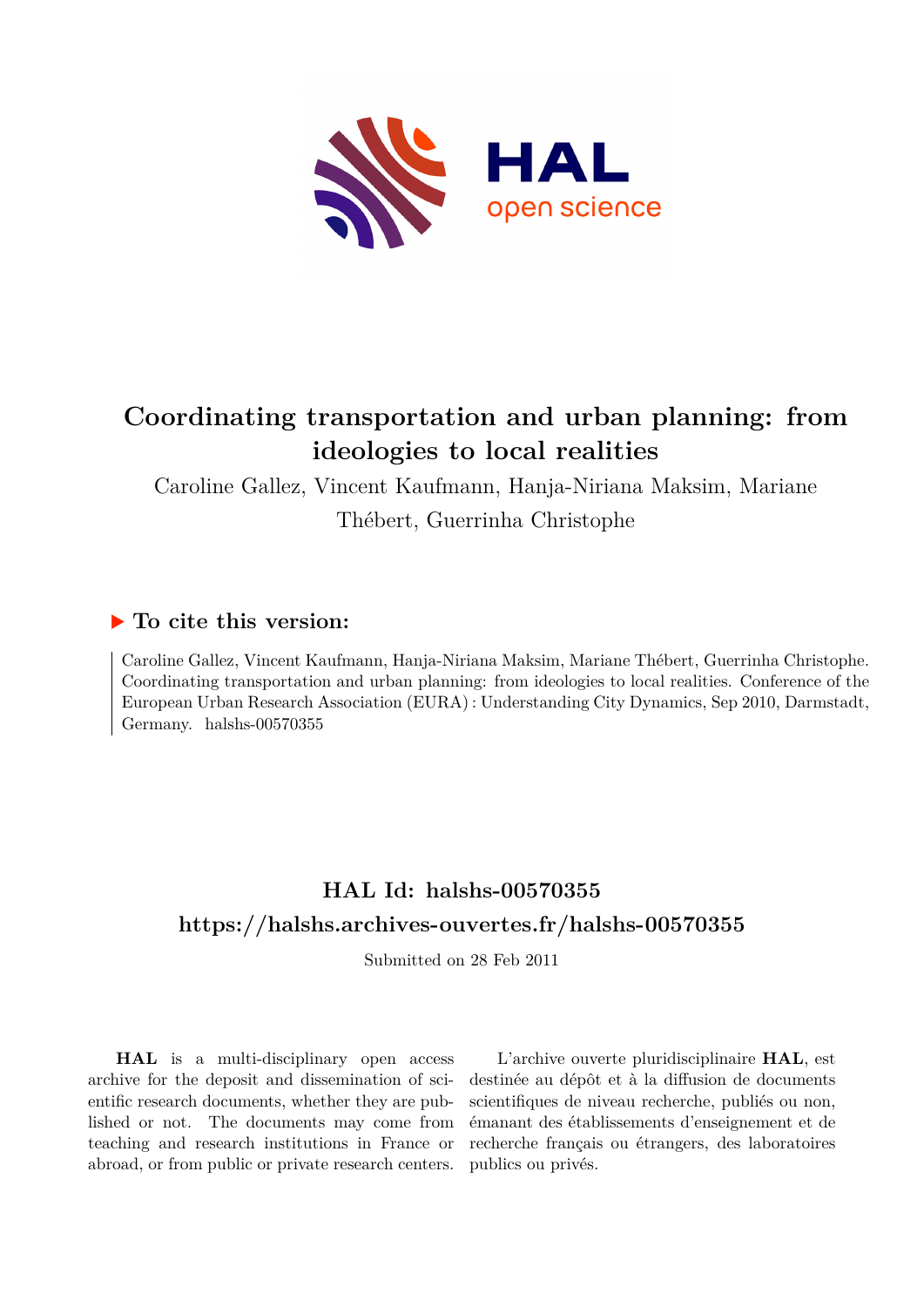# Coordinating transportation and urban planning: from ideologies to local realities

Caroline Gallez, Vincent Kaufmann, Hanja-Niriana Maksim, Mariane Thébert, Guerrinha Christophe

## ▶ To cite this version:

Caroline Gallez, Vincent Kaufmann, Hanja-Niriana Maksim, Mariane Thébert, Guerrinha Christophe. Coordinating transportation and urban planning: from ideologies to local realities. Conference of the European Urban Research Association (EURA) : Understanding City Dynamics, Sep 2010, Darmstadt, Germany. halshs-00570355

## HAL Id: halshs-00570355

## https://halshs.archives-ouvertes.fr/halshs-00570355

Submitted on 28 Feb 2011

**HAL** is a multi-disciplinary open access archive for the deposit and dissemination of scientific research documents, whether they are published or not. The documents may come from teaching and research institutions in France or abroad, or from public or private research centers.

L'archive ouverte pluridisciplinaire **HAL**, est destinée au dépôt et à la diffusion de documents scientifiques de niveau recherche, publiés ou non, émanant des établissements d'enseignement et de recherche français ou étrangers, des laboratoires publics ou privés.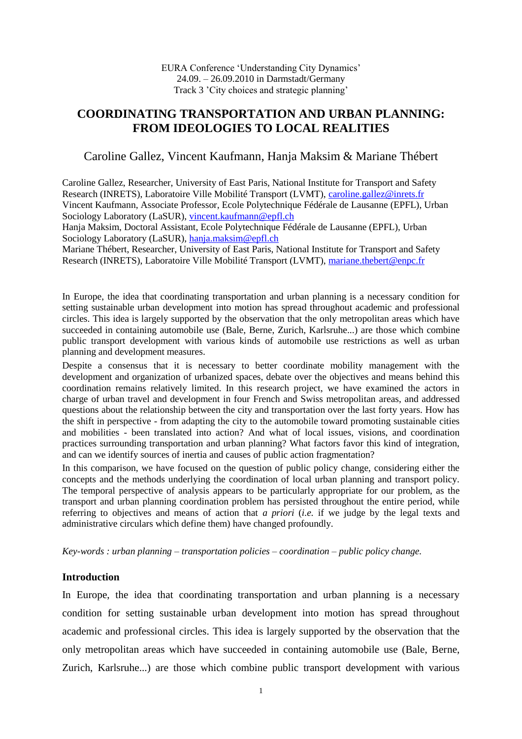EURA Conference 'Understanding City Dynamics'
24.09. – 26.09.2010 in Darmstadt/Germany
Track 3 'City choices and strategic planning'

# COORDINATING TRANSPORTATION AND URBAN PLANNING: FROM IDEOLOGIES TO LOCAL REALITIES

## Caroline Gallez, Vincent Kaufmann, Hanja Maksim & Mariane Thébert

Caroline Gallez, Researcher, University of East Paris, National Institute for Transport and Safety Research (INRETS), Laboratoire Ville Mobilité Transport (LVMT), caroline.gallez@inrets.fr
Vincent Kaufmann, Associate Professor, Ecole Polytechnique Fédérale de Lausanne (EPFL), Urban Sociology Laboratory (LaSUR), vincent.kaufmann@epfl.ch
Hanja Maksim, Doctoral Assistant, Ecole Polytechnique Fédérale de Lausanne (EPFL), Urban Sociology Laboratory (LaSUR), hanja.maksim@epfl.ch
Mariane Thébert, Researcher, University of East Paris, National Institute for Transport and Safety Research (INRETS), Laboratoire Ville Mobilité Transport (LVMT), mariane.thebert@enpc.fr

In Europe, the idea that coordinating transportation and urban planning is a necessary condition for setting sustainable urban development into motion has spread throughout academic and professional circles. This idea is largely supported by the observation that the only metropolitan areas which have succeeded in containing automobile use (Bale, Berne, Zurich, Karlsruhe...) are those which combine public transport development with various kinds of automobile use restrictions as well as urban planning and development measures.

Despite a consensus that it is necessary to better coordinate mobility management with the development and organization of urbanized spaces, debate over the objectives and means behind this coordination remains relatively limited. In this research project, we have examined the actors in charge of urban travel and development in four French and Swiss metropolitan areas, and addressed questions about the relationship between the city and transportation over the last forty years. How has the shift in perspective - from adapting the city to the automobile toward promoting sustainable cities and mobilities - been translated into action? And what of local issues, visions, and coordination practices surrounding transportation and urban planning? What factors favor this kind of integration, and can we identify sources of inertia and causes of public action fragmentation?

In this comparison, we have focused on the question of public policy change, considering either the concepts and the methods underlying the coordination of local urban planning and transport policy. The temporal perspective of analysis appears to be particularly appropriate for our problem, as the transport and urban planning coordination problem has persisted throughout the entire period, while referring to objectives and means of action that *a priori* (*i.e.* if we judge by the legal texts and administrative circulars which define them) have changed profoundly.

*Key-words : urban planning – transportation policies – coordination – public policy change.*

### Introduction

In Europe, the idea that coordinating transportation and urban planning is a necessary condition for setting sustainable urban development into motion has spread throughout academic and professional circles. This idea is largely supported by the observation that the only metropolitan areas which have succeeded in containing automobile use (Bale, Berne, Zurich, Karlsruhe...) are those which combine public transport development with various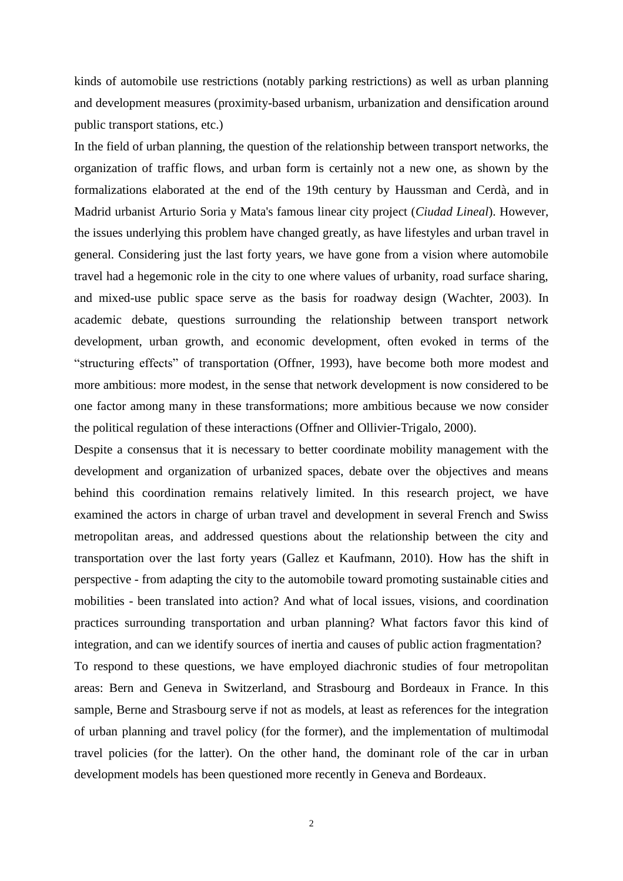kinds of automobile use restrictions (notably parking restrictions) as well as urban planning and development measures (proximity-based urbanism, urbanization and densification around public transport stations, etc.)

In the field of urban planning, the question of the relationship between transport networks, the organization of traffic flows, and urban form is certainly not a new one, as shown by the formalizations elaborated at the end of the 19th century by Haussman and Cerdà, and in Madrid urbanist Arturio Soria y Mata's famous linear city project (*Ciudad Lineal*). However, the issues underlying this problem have changed greatly, as have lifestyles and urban travel in general. Considering just the last forty years, we have gone from a vision where automobile travel had a hegemonic role in the city to one where values of urbanity, road surface sharing, and mixed-use public space serve as the basis for roadway design (Wachter, 2003). In academic debate, questions surrounding the relationship between transport network development, urban growth, and economic development, often evoked in terms of the "structuring effects" of transportation (Offner, 1993), have become both more modest and more ambitious: more modest, in the sense that network development is now considered to be one factor among many in these transformations; more ambitious because we now consider the political regulation of these interactions (Offner and Ollivier-Trigalo, 2000).

Despite a consensus that it is necessary to better coordinate mobility management with the development and organization of urbanized spaces, debate over the objectives and means behind this coordination remains relatively limited. In this research project, we have examined the actors in charge of urban travel and development in several French and Swiss metropolitan areas, and addressed questions about the relationship between the city and transportation over the last forty years (Gallez et Kaufmann, 2010). How has the shift in perspective - from adapting the city to the automobile toward promoting sustainable cities and mobilities - been translated into action? And what of local issues, visions, and coordination practices surrounding transportation and urban planning? What factors favor this kind of integration, and can we identify sources of inertia and causes of public action fragmentation?

To respond to these questions, we have employed diachronic studies of four metropolitan areas: Bern and Geneva in Switzerland, and Strasbourg and Bordeaux in France. In this sample, Berne and Strasbourg serve if not as models, at least as references for the integration of urban planning and travel policy (for the former), and the implementation of multimodal travel policies (for the latter). On the other hand, the dominant role of the car in urban development models has been questioned more recently in Geneva and Bordeaux.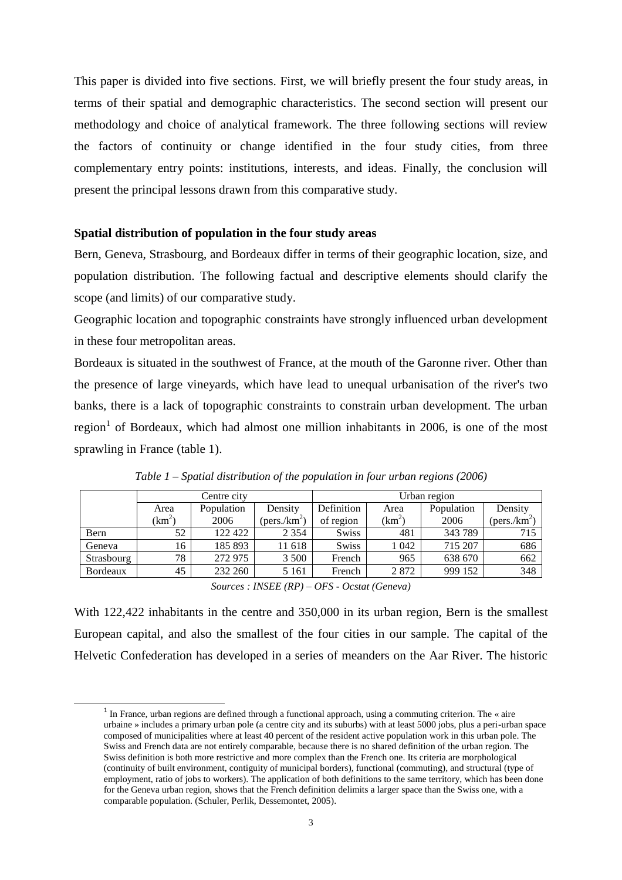This paper is divided into five sections. First, we will briefly present the four study areas, in terms of their spatial and demographic characteristics. The second section will present our methodology and choice of analytical framework. The three following sections will review the factors of continuity or change identified in the four study cities, from three complementary entry points: institutions, interests, and ideas. Finally, the conclusion will present the principal lessons drawn from this comparative study.

**Spatial distribution of population in the four study areas**

Bern, Geneva, Strasbourg, and Bordeaux differ in terms of their geographic location, size, and population distribution. The following factual and descriptive elements should clarify the scope (and limits) of our comparative study.

Geographic location and topographic constraints have strongly influenced urban development in these four metropolitan areas.

Bordeaux is situated in the southwest of France, at the mouth of the Garonne river. Other than the presence of large vineyards, which have lead to unequal urbanisation of the river's two banks, there is a lack of topographic constraints to constrain urban development. The urban region[1] of Bordeaux, which had almost one million inhabitants in 2006, is one of the most sprawling in France (table 1).

*Table 1 – Spatial distribution of the population in four urban regions (2006)*

| | Centre city | | | Urban region | | | |
|---|---|---|---|---|---|---|---|
| | Area ($km^2$) | Population 2006 | Density (pers./$km^2$) | Definition of region | Area ($km^2$) | Population 2006 | Density (pers./$km^2$) |
| Bern | 52 | 122 422 | 2 354 | Swiss | 481 | 343 789 | 715 |
| Geneva | 16 | 185 893 | 11 618 | Swiss | 1 042 | 715 207 | 686 |
| Strasbourg | 78 | 272 975 | 3 500 | French | 965 | 638 670 | 662 |
| Bordeaux | 45 | 232 260 | 5 161 | French | 2 872 | 999 152 | 348 |

*Sources : INSEE (RP) – OFS - Ocstat (Geneva)*

With 122,422 inhabitants in the centre and 350,000 in its urban region, Bern is the smallest European capital, and also the smallest of the four cities in our sample. The capital of the Helvetic Confederation has developed in a series of meanders on the Aar River. The historic

[1] In France, urban regions are defined through a functional approach, using a commuting criterion. The « aire urbaine » includes a primary urban pole (a centre city and its suburbs) with at least 5000 jobs, plus a peri-urban space composed of municipalities where at least 40 percent of the resident active population work in this urban pole. The Swiss and French data are not entirely comparable, because there is no shared definition of the urban region. The Swiss definition is both more restrictive and more complex than the French one. Its criteria are morphological (continuity of built environment, contiguity of municipal borders), functional (commuting), and structural (type of employment, ratio of jobs to workers). The application of both definitions to the same territory, which has been done for the Geneva urban region, shows that the French definition delimits a larger space than the Swiss one, with a comparable population. (Schuler, Perlik, Dessemontet, 2005).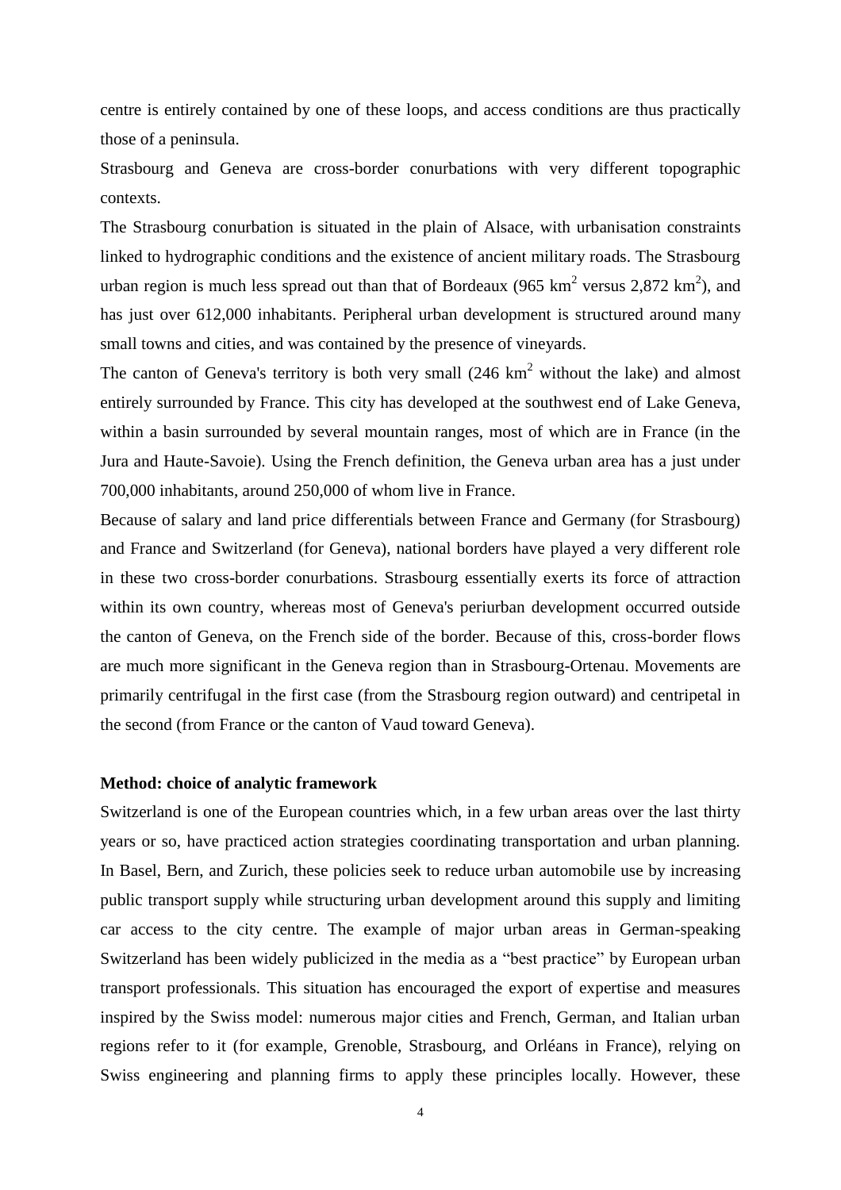centre is entirely contained by one of these loops, and access conditions are thus practically those of a peninsula.

Strasbourg and Geneva are cross-border conurbations with very different topographic contexts.

The Strasbourg conurbation is situated in the plain of Alsace, with urbanisation constraints linked to hydrographic conditions and the existence of ancient military roads. The Strasbourg urban region is much less spread out than that of Bordeaux (965 km$^2$ versus 2,872 km$^2$), and has just over 612,000 inhabitants. Peripheral urban development is structured around many small towns and cities, and was contained by the presence of vineyards.

The canton of Geneva's territory is both very small (246 km$^2$ without the lake) and almost entirely surrounded by France. This city has developed at the southwest end of Lake Geneva, within a basin surrounded by several mountain ranges, most of which are in France (in the Jura and Haute-Savoie). Using the French definition, the Geneva urban area has a just under 700,000 inhabitants, around 250,000 of whom live in France.

Because of salary and land price differentials between France and Germany (for Strasbourg) and France and Switzerland (for Geneva), national borders have played a very different role in these two cross-border conurbations. Strasbourg essentially exerts its force of attraction within its own country, whereas most of Geneva's periurban development occurred outside the canton of Geneva, on the French side of the border. Because of this, cross-border flows are much more significant in the Geneva region than in Strasbourg-Ortenau. Movements are primarily centrifugal in the first case (from the Strasbourg region outward) and centripetal in the second (from France or the canton of Vaud toward Geneva).

**Method: choice of analytic framework**

Switzerland is one of the European countries which, in a few urban areas over the last thirty years or so, have practiced action strategies coordinating transportation and urban planning. In Basel, Bern, and Zurich, these policies seek to reduce urban automobile use by increasing public transport supply while structuring urban development around this supply and limiting car access to the city centre. The example of major urban areas in German-speaking Switzerland has been widely publicized in the media as a "best practice" by European urban transport professionals. This situation has encouraged the export of expertise and measures inspired by the Swiss model: numerous major cities and French, German, and Italian urban regions refer to it (for example, Grenoble, Strasbourg, and Orléans in France), relying on Swiss engineering and planning firms to apply these principles locally. However, these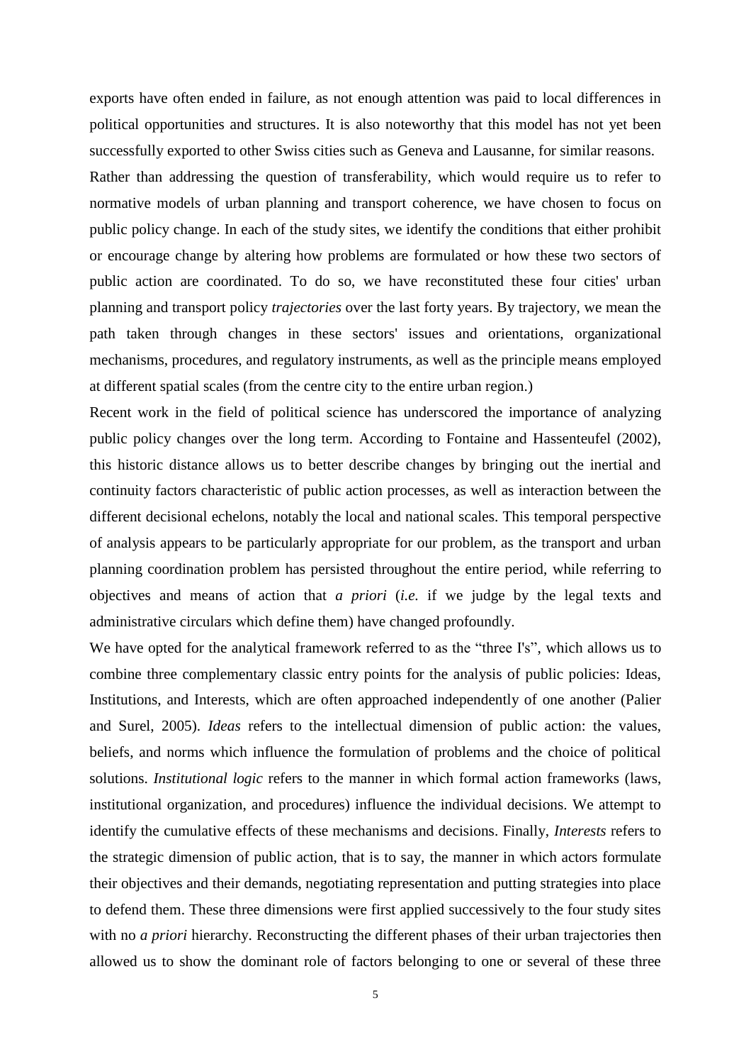exports have often ended in failure, as not enough attention was paid to local differences in political opportunities and structures. It is also noteworthy that this model has not yet been successfully exported to other Swiss cities such as Geneva and Lausanne, for similar reasons.

Rather than addressing the question of transferability, which would require us to refer to normative models of urban planning and transport coherence, we have chosen to focus on public policy change. In each of the study sites, we identify the conditions that either prohibit or encourage change by altering how problems are formulated or how these two sectors of public action are coordinated. To do so, we have reconstituted these four cities' urban planning and transport policy *trajectories* over the last forty years. By trajectory, we mean the path taken through changes in these sectors' issues and orientations, organizational mechanisms, procedures, and regulatory instruments, as well as the principle means employed at different spatial scales (from the centre city to the entire urban region.)

Recent work in the field of political science has underscored the importance of analyzing public policy changes over the long term. According to Fontaine and Hassenteufel (2002), this historic distance allows us to better describe changes by bringing out the inertial and continuity factors characteristic of public action processes, as well as interaction between the different decisional echelons, notably the local and national scales. This temporal perspective of analysis appears to be particularly appropriate for our problem, as the transport and urban planning coordination problem has persisted throughout the entire period, while referring to objectives and means of action that *a priori* (*i.e.* if we judge by the legal texts and administrative circulars which define them) have changed profoundly.

We have opted for the analytical framework referred to as the "three I's", which allows us to combine three complementary classic entry points for the analysis of public policies: Ideas, Institutions, and Interests, which are often approached independently of one another (Palier and Surel, 2005). *Ideas* refers to the intellectual dimension of public action: the values, beliefs, and norms which influence the formulation of problems and the choice of political solutions. *Institutional logic* refers to the manner in which formal action frameworks (laws, institutional organization, and procedures) influence the individual decisions. We attempt to identify the cumulative effects of these mechanisms and decisions. Finally, *Interests* refers to the strategic dimension of public action, that is to say, the manner in which actors formulate their objectives and their demands, negotiating representation and putting strategies into place to defend them. These three dimensions were first applied successively to the four study sites with no *a priori* hierarchy. Reconstructing the different phases of their urban trajectories then allowed us to show the dominant role of factors belonging to one or several of these three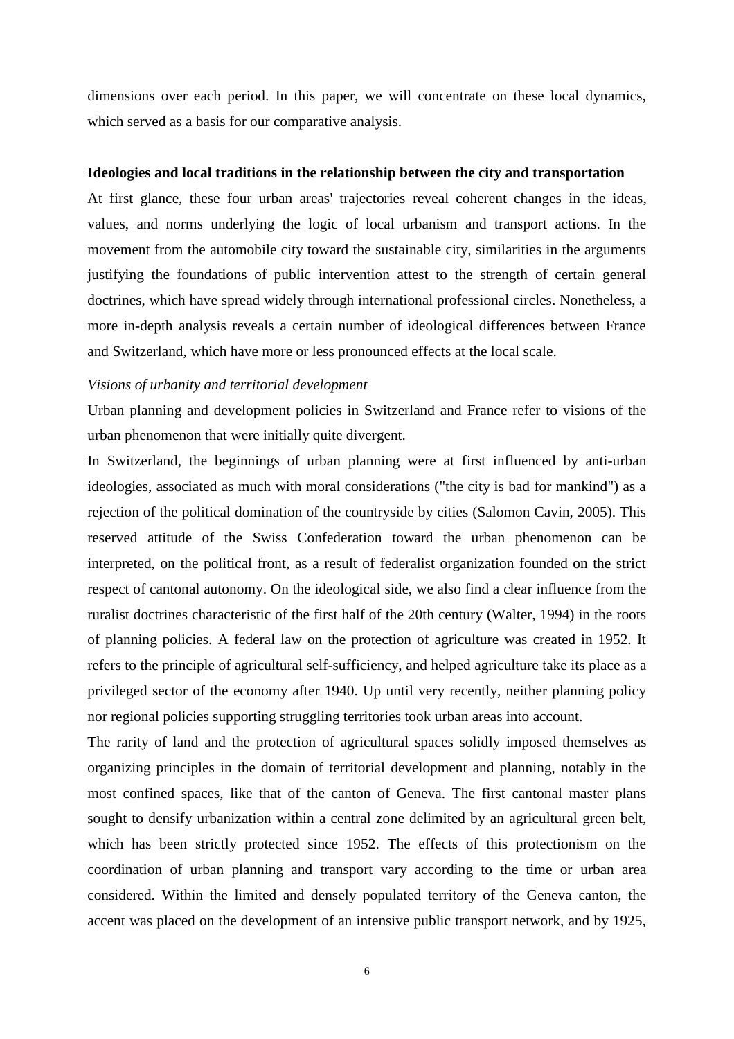dimensions over each period. In this paper, we will concentrate on these local dynamics, which served as a basis for our comparative analysis.

**Ideologies and local traditions in the relationship between the city and transportation**

At first glance, these four urban areas' trajectories reveal coherent changes in the ideas, values, and norms underlying the logic of local urbanism and transport actions. In the movement from the automobile city toward the sustainable city, similarities in the arguments justifying the foundations of public intervention attest to the strength of certain general doctrines, which have spread widely through international professional circles. Nonetheless, a more in-depth analysis reveals a certain number of ideological differences between France and Switzerland, which have more or less pronounced effects at the local scale.

*Visions of urbanity and territorial development*

Urban planning and development policies in Switzerland and France refer to visions of the urban phenomenon that were initially quite divergent.

In Switzerland, the beginnings of urban planning were at first influenced by anti-urban ideologies, associated as much with moral considerations ("the city is bad for mankind") as a rejection of the political domination of the countryside by cities (Salomon Cavin, 2005). This reserved attitude of the Swiss Confederation toward the urban phenomenon can be interpreted, on the political front, as a result of federalist organization founded on the strict respect of cantonal autonomy. On the ideological side, we also find a clear influence from the ruralist doctrines characteristic of the first half of the 20th century (Walter, 1994) in the roots of planning policies. A federal law on the protection of agriculture was created in 1952. It refers to the principle of agricultural self-sufficiency, and helped agriculture take its place as a privileged sector of the economy after 1940. Up until very recently, neither planning policy nor regional policies supporting struggling territories took urban areas into account.

The rarity of land and the protection of agricultural spaces solidly imposed themselves as organizing principles in the domain of territorial development and planning, notably in the most confined spaces, like that of the canton of Geneva. The first cantonal master plans sought to densify urbanization within a central zone delimited by an agricultural green belt, which has been strictly protected since 1952. The effects of this protectionism on the coordination of urban planning and transport vary according to the time or urban area considered. Within the limited and densely populated territory of the Geneva canton, the accent was placed on the development of an intensive public transport network, and by 1925,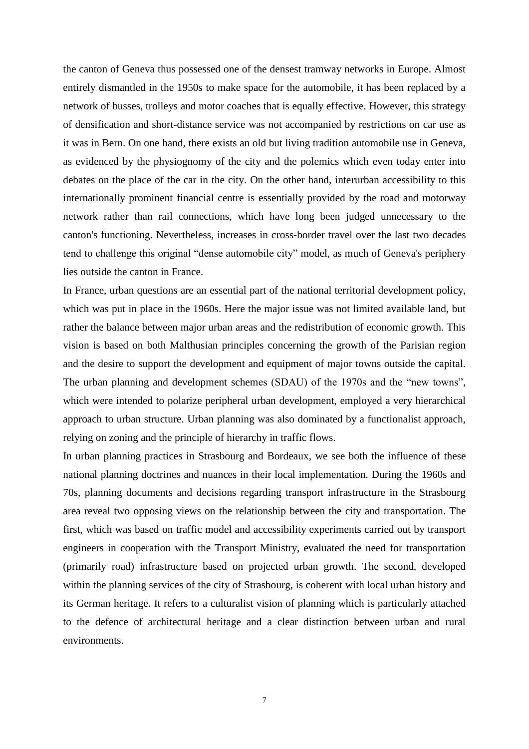the canton of Geneva thus possessed one of the densest tramway networks in Europe. Almost entirely dismantled in the 1950s to make space for the automobile, it has been replaced by a network of busses, trolleys and motor coaches that is equally effective. However, this strategy of densification and short-distance service was not accompanied by restrictions on car use as it was in Bern. On one hand, there exists an old but living tradition automobile use in Geneva, as evidenced by the physiognomy of the city and the polemics which even today enter into debates on the place of the car in the city. On the other hand, interurban accessibility to this internationally prominent financial centre is essentially provided by the road and motorway network rather than rail connections, which have long been judged unnecessary to the canton's functioning. Nevertheless, increases in cross-border travel over the last two decades tend to challenge this original "dense automobile city" model, as much of Geneva's periphery lies outside the canton in France.

In France, urban questions are an essential part of the national territorial development policy, which was put in place in the 1960s. Here the major issue was not limited available land, but rather the balance between major urban areas and the redistribution of economic growth. This vision is based on both Malthusian principles concerning the growth of the Parisian region and the desire to support the development and equipment of major towns outside the capital. The urban planning and development schemes (SDAU) of the 1970s and the "new towns", which were intended to polarize peripheral urban development, employed a very hierarchical approach to urban structure. Urban planning was also dominated by a functionalist approach, relying on zoning and the principle of hierarchy in traffic flows.

In urban planning practices in Strasbourg and Bordeaux, we see both the influence of these national planning doctrines and nuances in their local implementation. During the 1960s and 70s, planning documents and decisions regarding transport infrastructure in the Strasbourg area reveal two opposing views on the relationship between the city and transportation. The first, which was based on traffic model and accessibility experiments carried out by transport engineers in cooperation with the Transport Ministry, evaluated the need for transportation (primarily road) infrastructure based on projected urban growth. The second, developed within the planning services of the city of Strasbourg, is coherent with local urban history and its German heritage. It refers to a culturalist vision of planning which is particularly attached to the defence of architectural heritage and a clear distinction between urban and rural environments.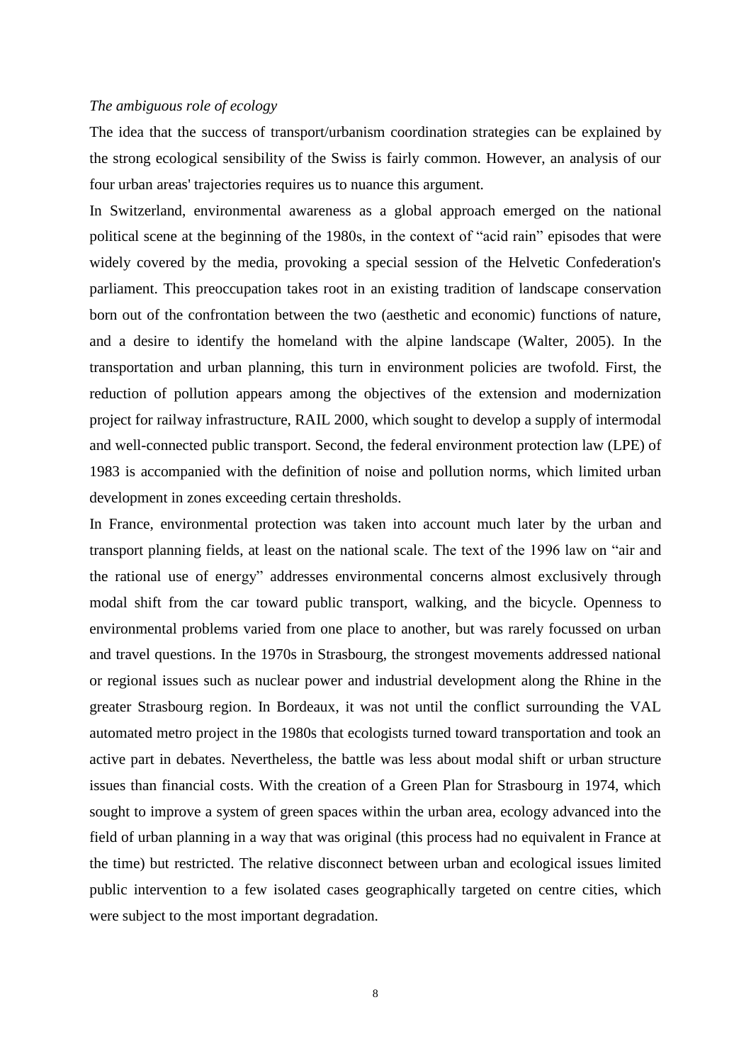*The ambiguous role of ecology*

The idea that the success of transport/urbanism coordination strategies can be explained by the strong ecological sensibility of the Swiss is fairly common. However, an analysis of our four urban areas' trajectories requires us to nuance this argument.

In Switzerland, environmental awareness as a global approach emerged on the national political scene at the beginning of the 1980s, in the context of "acid rain" episodes that were widely covered by the media, provoking a special session of the Helvetic Confederation's parliament. This preoccupation takes root in an existing tradition of landscape conservation born out of the confrontation between the two (aesthetic and economic) functions of nature, and a desire to identify the homeland with the alpine landscape (Walter, 2005). In the transportation and urban planning, this turn in environment policies are twofold. First, the reduction of pollution appears among the objectives of the extension and modernization project for railway infrastructure, RAIL 2000, which sought to develop a supply of intermodal and well-connected public transport. Second, the federal environment protection law (LPE) of 1983 is accompanied with the definition of noise and pollution norms, which limited urban development in zones exceeding certain thresholds.

In France, environmental protection was taken into account much later by the urban and transport planning fields, at least on the national scale. The text of the 1996 law on "air and the rational use of energy" addresses environmental concerns almost exclusively through modal shift from the car toward public transport, walking, and the bicycle. Openness to environmental problems varied from one place to another, but was rarely focussed on urban and travel questions. In the 1970s in Strasbourg, the strongest movements addressed national or regional issues such as nuclear power and industrial development along the Rhine in the greater Strasbourg region. In Bordeaux, it was not until the conflict surrounding the VAL automated metro project in the 1980s that ecologists turned toward transportation and took an active part in debates. Nevertheless, the battle was less about modal shift or urban structure issues than financial costs. With the creation of a Green Plan for Strasbourg in 1974, which sought to improve a system of green spaces within the urban area, ecology advanced into the field of urban planning in a way that was original (this process had no equivalent in France at the time) but restricted. The relative disconnect between urban and ecological issues limited public intervention to a few isolated cases geographically targeted on centre cities, which were subject to the most important degradation.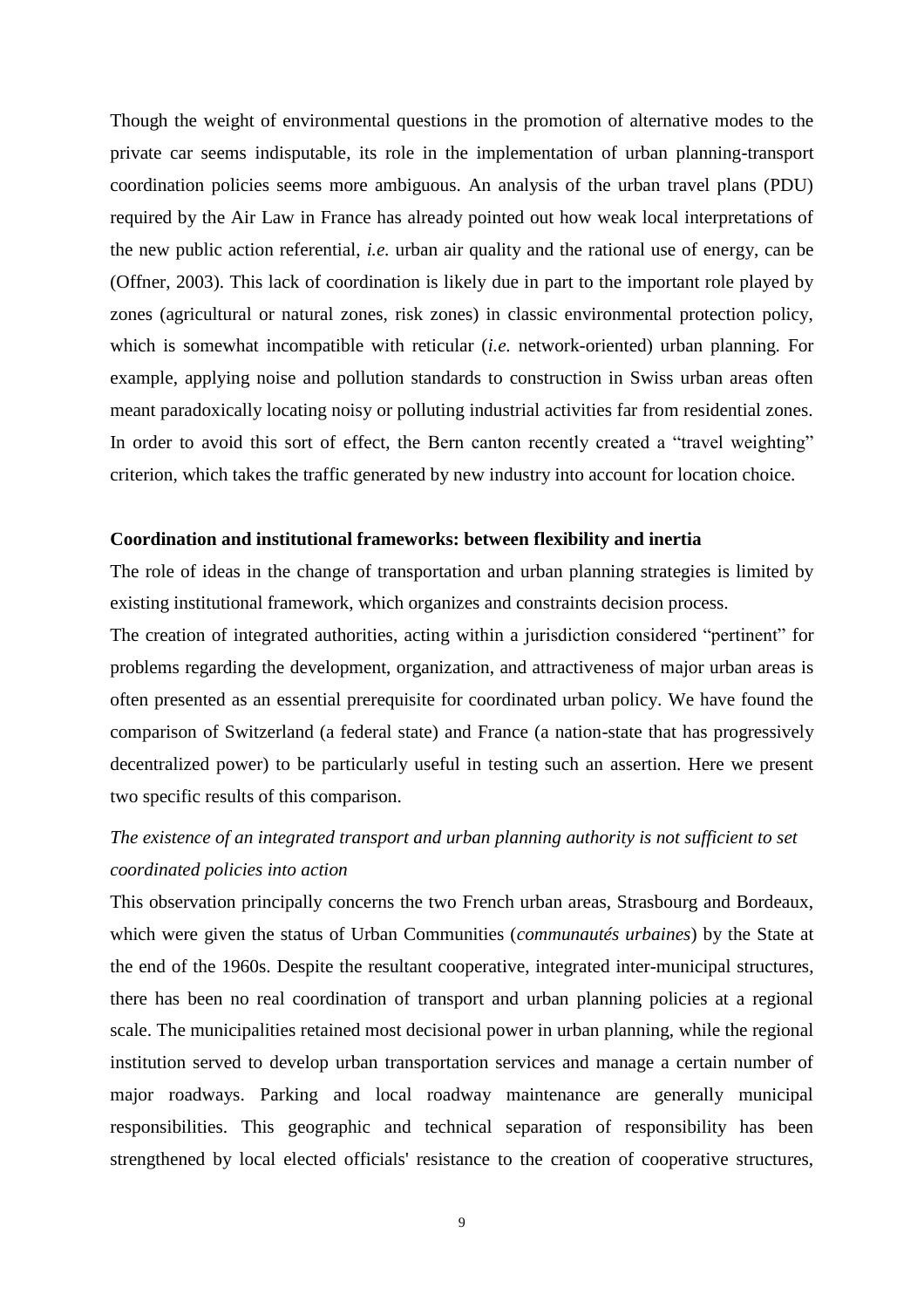Though the weight of environmental questions in the promotion of alternative modes to the private car seems indisputable, its role in the implementation of urban planning-transport coordination policies seems more ambiguous. An analysis of the urban travel plans (PDU) required by the Air Law in France has already pointed out how weak local interpretations of the new public action referential, *i.e.* urban air quality and the rational use of energy, can be (Offner, 2003). This lack of coordination is likely due in part to the important role played by zones (agricultural or natural zones, risk zones) in classic environmental protection policy, which is somewhat incompatible with reticular (*i.e.* network-oriented) urban planning. For example, applying noise and pollution standards to construction in Swiss urban areas often meant paradoxically locating noisy or polluting industrial activities far from residential zones. In order to avoid this sort of effect, the Bern canton recently created a "travel weighting" criterion, which takes the traffic generated by new industry into account for location choice.

**Coordination and institutional frameworks: between flexibility and inertia**

The role of ideas in the change of transportation and urban planning strategies is limited by existing institutional framework, which organizes and constraints decision process.

The creation of integrated authorities, acting within a jurisdiction considered "pertinent" for problems regarding the development, organization, and attractiveness of major urban areas is often presented as an essential prerequisite for coordinated urban policy. We have found the comparison of Switzerland (a federal state) and France (a nation-state that has progressively decentralized power) to be particularly useful in testing such an assertion. Here we present two specific results of this comparison.

*The existence of an integrated transport and urban planning authority is not sufficient to set coordinated policies into action*

This observation principally concerns the two French urban areas, Strasbourg and Bordeaux, which were given the status of Urban Communities (*communautés urbaines*) by the State at the end of the 1960s. Despite the resultant cooperative, integrated inter-municipal structures, there has been no real coordination of transport and urban planning policies at a regional scale. The municipalities retained most decisional power in urban planning, while the regional institution served to develop urban transportation services and manage a certain number of major roadways. Parking and local roadway maintenance are generally municipal responsibilities. This geographic and technical separation of responsibility has been strengthened by local elected officials' resistance to the creation of cooperative structures,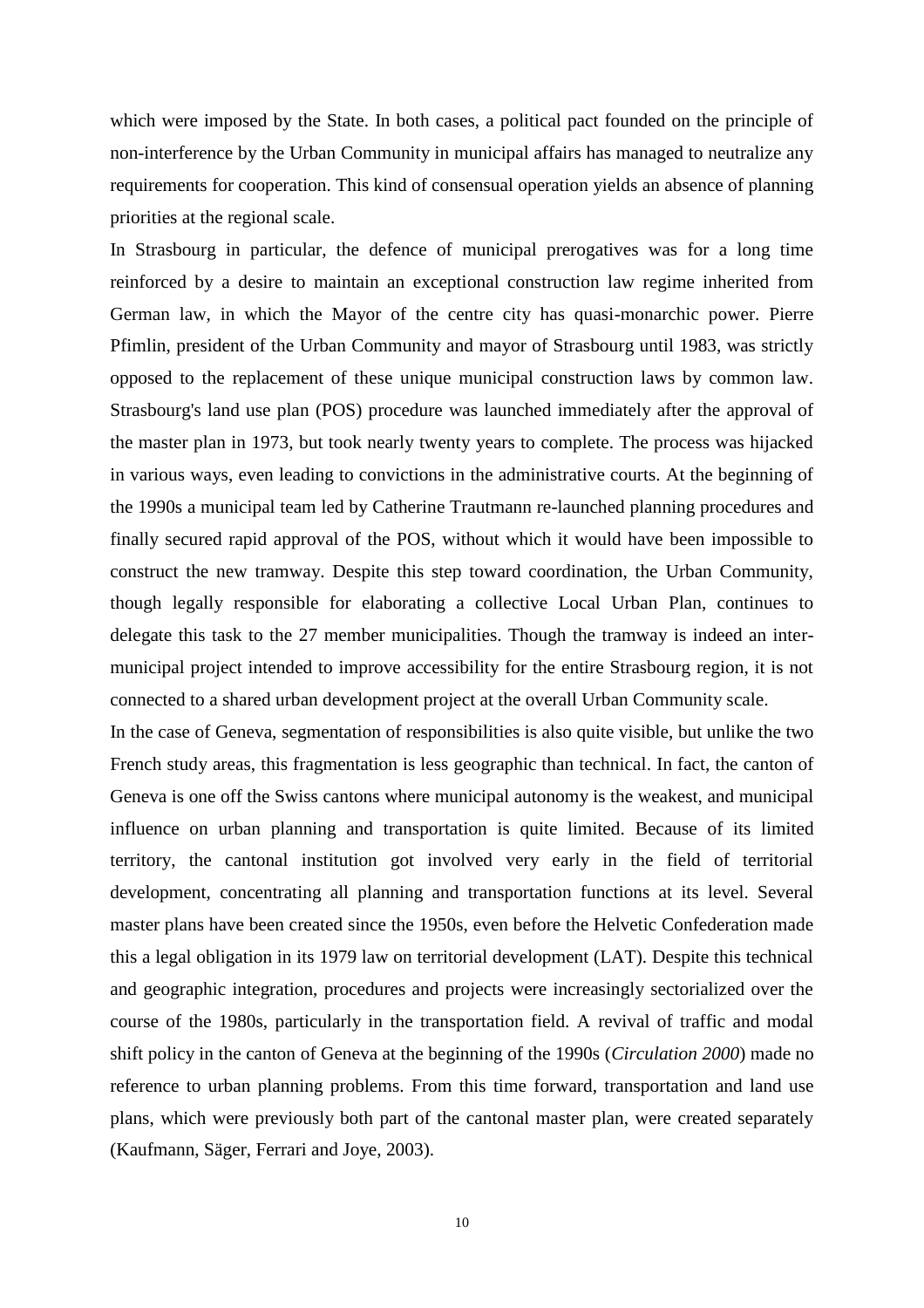which were imposed by the State. In both cases, a political pact founded on the principle of non-interference by the Urban Community in municipal affairs has managed to neutralize any requirements for cooperation. This kind of consensual operation yields an absence of planning priorities at the regional scale.

In Strasbourg in particular, the defence of municipal prerogatives was for a long time reinforced by a desire to maintain an exceptional construction law regime inherited from German law, in which the Mayor of the centre city has quasi-monarchic power. Pierre Pfimlin, president of the Urban Community and mayor of Strasbourg until 1983, was strictly opposed to the replacement of these unique municipal construction laws by common law. Strasbourg's land use plan (POS) procedure was launched immediately after the approval of the master plan in 1973, but took nearly twenty years to complete. The process was hijacked in various ways, even leading to convictions in the administrative courts. At the beginning of the 1990s a municipal team led by Catherine Trautmann re-launched planning procedures and finally secured rapid approval of the POS, without which it would have been impossible to construct the new tramway. Despite this step toward coordination, the Urban Community, though legally responsible for elaborating a collective Local Urban Plan, continues to delegate this task to the 27 member municipalities. Though the tramway is indeed an inter-municipal project intended to improve accessibility for the entire Strasbourg region, it is not connected to a shared urban development project at the overall Urban Community scale.

In the case of Geneva, segmentation of responsibilities is also quite visible, but unlike the two French study areas, this fragmentation is less geographic than technical. In fact, the canton of Geneva is one off the Swiss cantons where municipal autonomy is the weakest, and municipal influence on urban planning and transportation is quite limited. Because of its limited territory, the cantonal institution got involved very early in the field of territorial development, concentrating all planning and transportation functions at its level. Several master plans have been created since the 1950s, even before the Helvetic Confederation made this a legal obligation in its 1979 law on territorial development (LAT). Despite this technical and geographic integration, procedures and projects were increasingly sectorialized over the course of the 1980s, particularly in the transportation field. A revival of traffic and modal shift policy in the canton of Geneva at the beginning of the 1990s (*Circulation 2000*) made no reference to urban planning problems. From this time forward, transportation and land use plans, which were previously both part of the cantonal master plan, were created separately (Kaufmann, Säger, Ferrari and Joye, 2003).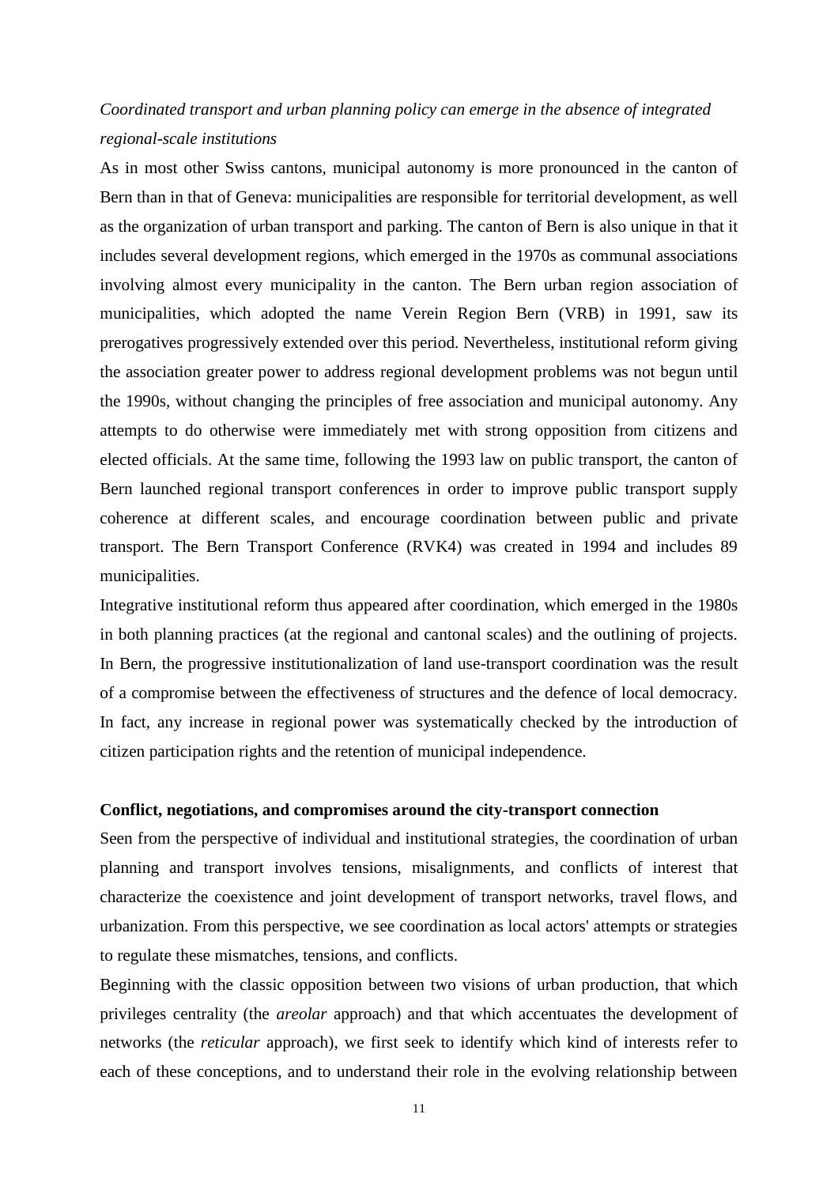*Coordinated transport and urban planning policy can emerge in the absence of integrated regional-scale institutions*

As in most other Swiss cantons, municipal autonomy is more pronounced in the canton of Bern than in that of Geneva: municipalities are responsible for territorial development, as well as the organization of urban transport and parking. The canton of Bern is also unique in that it includes several development regions, which emerged in the 1970s as communal associations involving almost every municipality in the canton. The Bern urban region association of municipalities, which adopted the name Verein Region Bern (VRB) in 1991, saw its prerogatives progressively extended over this period. Nevertheless, institutional reform giving the association greater power to address regional development problems was not begun until the 1990s, without changing the principles of free association and municipal autonomy. Any attempts to do otherwise were immediately met with strong opposition from citizens and elected officials. At the same time, following the 1993 law on public transport, the canton of Bern launched regional transport conferences in order to improve public transport supply coherence at different scales, and encourage coordination between public and private transport. The Bern Transport Conference (RVK4) was created in 1994 and includes 89 municipalities.

Integrative institutional reform thus appeared after coordination, which emerged in the 1980s in both planning practices (at the regional and cantonal scales) and the outlining of projects. In Bern, the progressive institutionalization of land use-transport coordination was the result of a compromise between the effectiveness of structures and the defence of local democracy. In fact, any increase in regional power was systematically checked by the introduction of citizen participation rights and the retention of municipal independence.

**Conflict, negotiations, and compromises around the city-transport connection**

Seen from the perspective of individual and institutional strategies, the coordination of urban planning and transport involves tensions, misalignments, and conflicts of interest that characterize the coexistence and joint development of transport networks, travel flows, and urbanization. From this perspective, we see coordination as local actors' attempts or strategies to regulate these mismatches, tensions, and conflicts.

Beginning with the classic opposition between two visions of urban production, that which privileges centrality (the *areolar* approach) and that which accentuates the development of networks (the *reticular* approach), we first seek to identify which kind of interests refer to each of these conceptions, and to understand their role in the evolving relationship between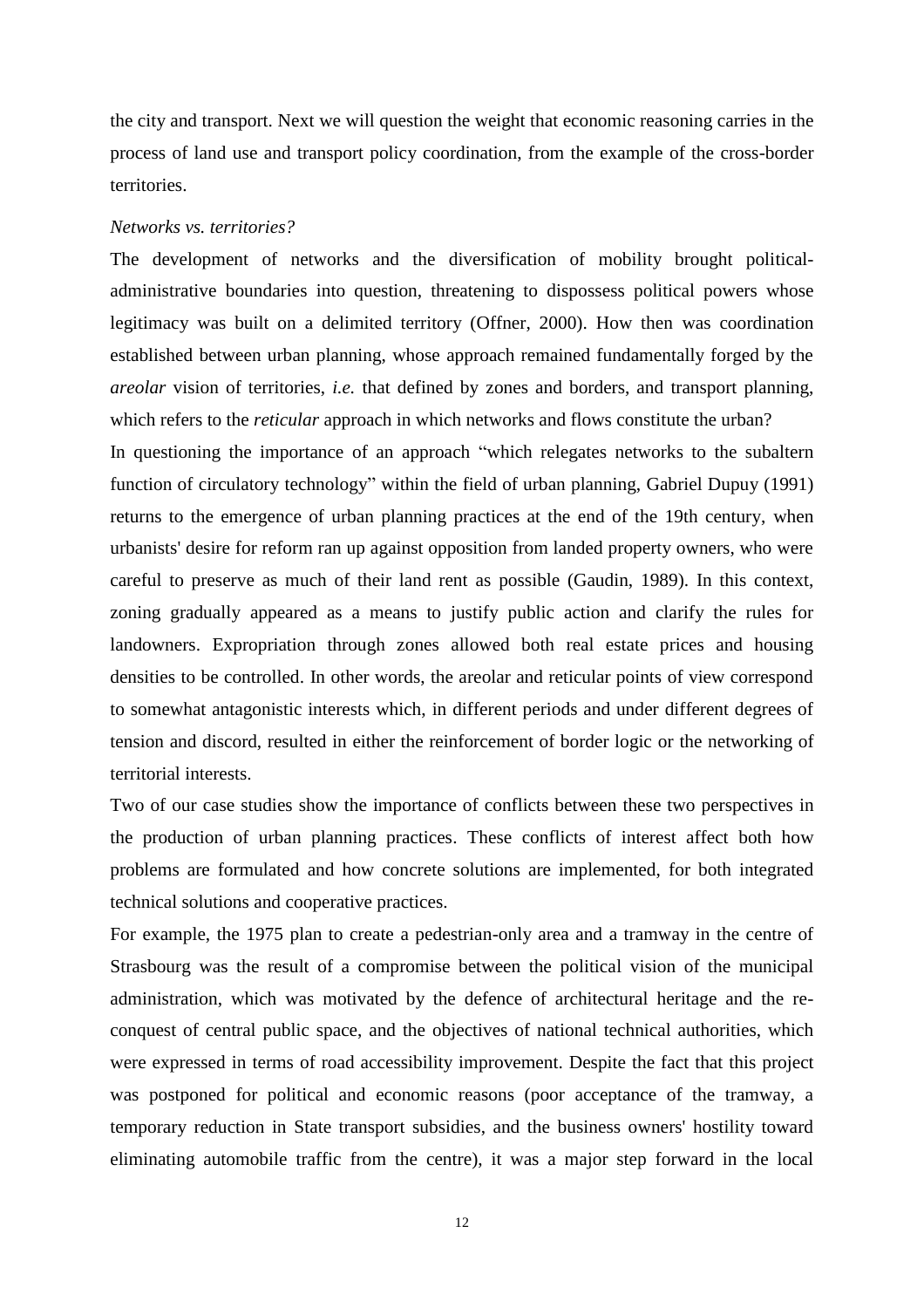the city and transport. Next we will question the weight that economic reasoning carries in the process of land use and transport policy coordination, from the example of the cross-border territories.

*Networks vs. territories?*

The development of networks and the diversification of mobility brought political-administrative boundaries into question, threatening to dispossess political powers whose legitimacy was built on a delimited territory (Offner, 2000). How then was coordination established between urban planning, whose approach remained fundamentally forged by the *areolar* vision of territories, *i.e.* that defined by zones and borders, and transport planning, which refers to the *reticular* approach in which networks and flows constitute the urban?

In questioning the importance of an approach "which relegates networks to the subaltern function of circulatory technology" within the field of urban planning, Gabriel Dupuy (1991) returns to the emergence of urban planning practices at the end of the 19th century, when urbanists' desire for reform ran up against opposition from landed property owners, who were careful to preserve as much of their land rent as possible (Gaudin, 1989). In this context, zoning gradually appeared as a means to justify public action and clarify the rules for landowners. Expropriation through zones allowed both real estate prices and housing densities to be controlled. In other words, the areolar and reticular points of view correspond to somewhat antagonistic interests which, in different periods and under different degrees of tension and discord, resulted in either the reinforcement of border logic or the networking of territorial interests.

Two of our case studies show the importance of conflicts between these two perspectives in the production of urban planning practices. These conflicts of interest affect both how problems are formulated and how concrete solutions are implemented, for both integrated technical solutions and cooperative practices.

For example, the 1975 plan to create a pedestrian-only area and a tramway in the centre of Strasbourg was the result of a compromise between the political vision of the municipal administration, which was motivated by the defence of architectural heritage and the re-conquest of central public space, and the objectives of national technical authorities, which were expressed in terms of road accessibility improvement. Despite the fact that this project was postponed for political and economic reasons (poor acceptance of the tramway, a temporary reduction in State transport subsidies, and the business owners' hostility toward eliminating automobile traffic from the centre), it was a major step forward in the local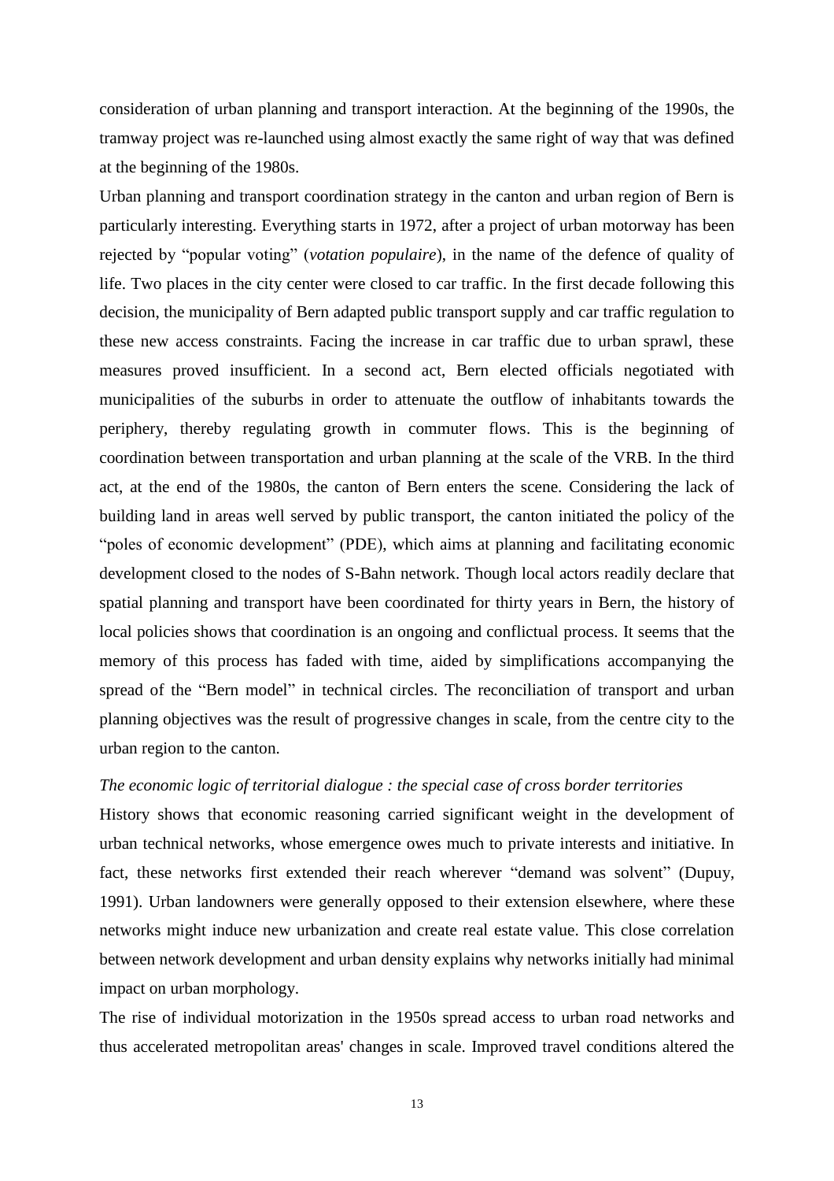consideration of urban planning and transport interaction. At the beginning of the 1990s, the tramway project was re-launched using almost exactly the same right of way that was defined at the beginning of the 1980s.

Urban planning and transport coordination strategy in the canton and urban region of Bern is particularly interesting. Everything starts in 1972, after a project of urban motorway has been rejected by "popular voting" (*votation populaire*), in the name of the defence of quality of life. Two places in the city center were closed to car traffic. In the first decade following this decision, the municipality of Bern adapted public transport supply and car traffic regulation to these new access constraints. Facing the increase in car traffic due to urban sprawl, these measures proved insufficient. In a second act, Bern elected officials negotiated with municipalities of the suburbs in order to attenuate the outflow of inhabitants towards the periphery, thereby regulating growth in commuter flows. This is the beginning of coordination between transportation and urban planning at the scale of the VRB. In the third act, at the end of the 1980s, the canton of Bern enters the scene. Considering the lack of building land in areas well served by public transport, the canton initiated the policy of the "poles of economic development" (PDE), which aims at planning and facilitating economic development closed to the nodes of S-Bahn network. Though local actors readily declare that spatial planning and transport have been coordinated for thirty years in Bern, the history of local policies shows that coordination is an ongoing and conflictual process. It seems that the memory of this process has faded with time, aided by simplifications accompanying the spread of the "Bern model" in technical circles. The reconciliation of transport and urban planning objectives was the result of progressive changes in scale, from the centre city to the urban region to the canton.

*The economic logic of territorial dialogue : the special case of cross border territories*

History shows that economic reasoning carried significant weight in the development of urban technical networks, whose emergence owes much to private interests and initiative. In fact, these networks first extended their reach wherever "demand was solvent" (Dupuy, 1991). Urban landowners were generally opposed to their extension elsewhere, where these networks might induce new urbanization and create real estate value. This close correlation between network development and urban density explains why networks initially had minimal impact on urban morphology.

The rise of individual motorization in the 1950s spread access to urban road networks and thus accelerated metropolitan areas' changes in scale. Improved travel conditions altered the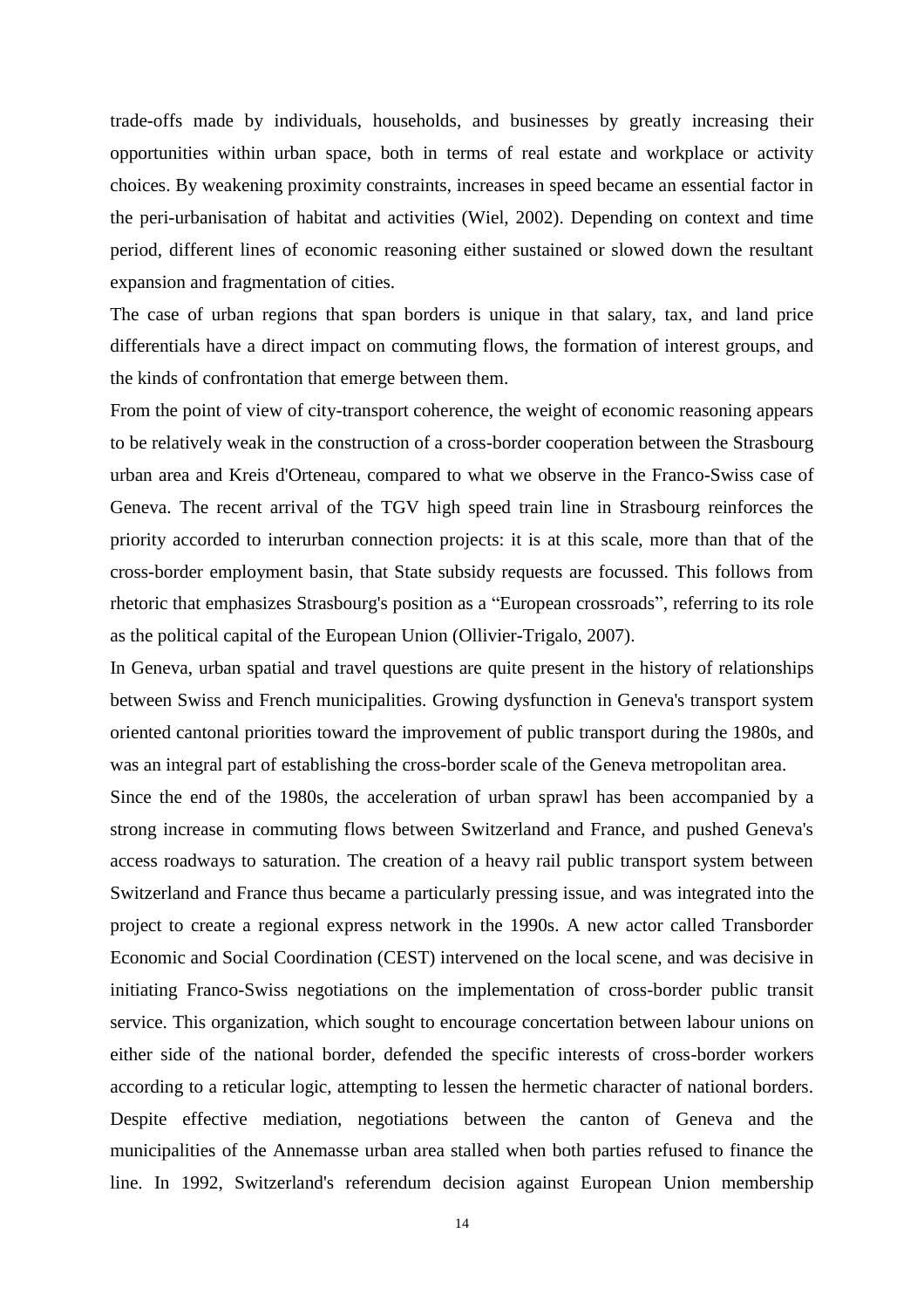trade-offs made by individuals, households, and businesses by greatly increasing their opportunities within urban space, both in terms of real estate and workplace or activity choices. By weakening proximity constraints, increases in speed became an essential factor in the peri-urbanisation of habitat and activities (Wiel, 2002). Depending on context and time period, different lines of economic reasoning either sustained or slowed down the resultant expansion and fragmentation of cities.

The case of urban regions that span borders is unique in that salary, tax, and land price differentials have a direct impact on commuting flows, the formation of interest groups, and the kinds of confrontation that emerge between them.

From the point of view of city-transport coherence, the weight of economic reasoning appears to be relatively weak in the construction of a cross-border cooperation between the Strasbourg urban area and Kreis d'Orteneau, compared to what we observe in the Franco-Swiss case of Geneva. The recent arrival of the TGV high speed train line in Strasbourg reinforces the priority accorded to interurban connection projects: it is at this scale, more than that of the cross-border employment basin, that State subsidy requests are focussed. This follows from rhetoric that emphasizes Strasbourg's position as a "European crossroads", referring to its role as the political capital of the European Union (Ollivier-Trigalo, 2007).

In Geneva, urban spatial and travel questions are quite present in the history of relationships between Swiss and French municipalities. Growing dysfunction in Geneva's transport system oriented cantonal priorities toward the improvement of public transport during the 1980s, and was an integral part of establishing the cross-border scale of the Geneva metropolitan area.

Since the end of the 1980s, the acceleration of urban sprawl has been accompanied by a strong increase in commuting flows between Switzerland and France, and pushed Geneva's access roadways to saturation. The creation of a heavy rail public transport system between Switzerland and France thus became a particularly pressing issue, and was integrated into the project to create a regional express network in the 1990s. A new actor called Transborder Economic and Social Coordination (CEST) intervened on the local scene, and was decisive in initiating Franco-Swiss negotiations on the implementation of cross-border public transit service. This organization, which sought to encourage concertation between labour unions on either side of the national border, defended the specific interests of cross-border workers according to a reticular logic, attempting to lessen the hermetic character of national borders. Despite effective mediation, negotiations between the canton of Geneva and the municipalities of the Annemasse urban area stalled when both parties refused to finance the line. In 1992, Switzerland's referendum decision against European Union membership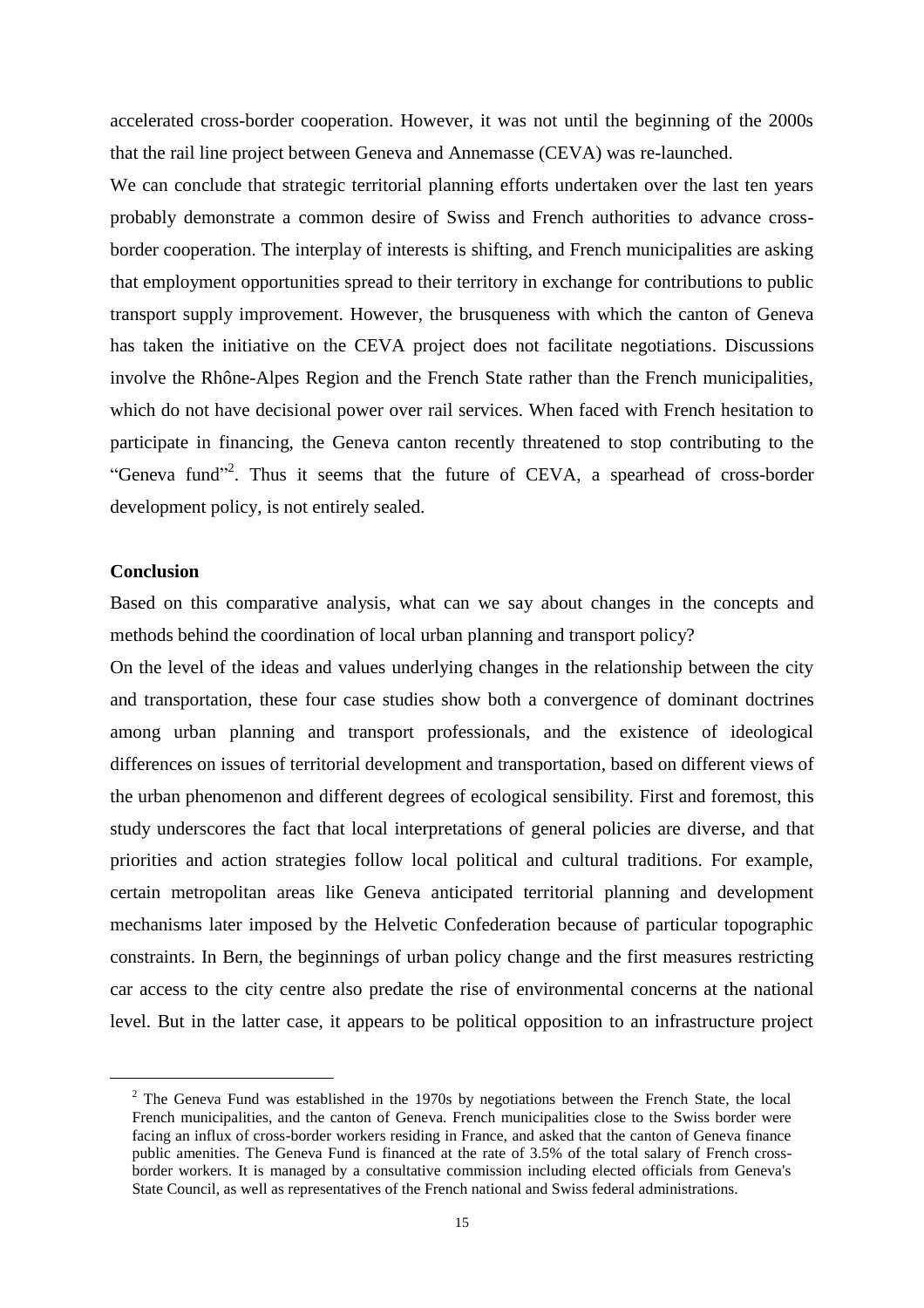accelerated cross-border cooperation. However, it was not until the beginning of the 2000s that the rail line project between Geneva and Annemasse (CEVA) was re-launched.

We can conclude that strategic territorial planning efforts undertaken over the last ten years probably demonstrate a common desire of Swiss and French authorities to advance cross-border cooperation. The interplay of interests is shifting, and French municipalities are asking that employment opportunities spread to their territory in exchange for contributions to public transport supply improvement. However, the brusqueness with which the canton of Geneva has taken the initiative on the CEVA project does not facilitate negotiations. Discussions involve the Rhône-Alpes Region and the French State rather than the French municipalities, which do not have decisional power over rail services. When faced with French hesitation to participate in financing, the Geneva canton recently threatened to stop contributing to the "Geneva fund"[2]. Thus it seems that the future of CEVA, a spearhead of cross-border development policy, is not entirely sealed.

**Conclusion**

Based on this comparative analysis, what can we say about changes in the concepts and methods behind the coordination of local urban planning and transport policy?

On the level of the ideas and values underlying changes in the relationship between the city and transportation, these four case studies show both a convergence of dominant doctrines among urban planning and transport professionals, and the existence of ideological differences on issues of territorial development and transportation, based on different views of the urban phenomenon and different degrees of ecological sensibility. First and foremost, this study underscores the fact that local interpretations of general policies are diverse, and that priorities and action strategies follow local political and cultural traditions. For example, certain metropolitan areas like Geneva anticipated territorial planning and development mechanisms later imposed by the Helvetic Confederation because of particular topographic constraints. In Bern, the beginnings of urban policy change and the first measures restricting car access to the city centre also predate the rise of environmental concerns at the national level. But in the latter case, it appears to be political opposition to an infrastructure project

[2] The Geneva Fund was established in the 1970s by negotiations between the French State, the local French municipalities, and the canton of Geneva. French municipalities close to the Swiss border were facing an influx of cross-border workers residing in France, and asked that the canton of Geneva finance public amenities. The Geneva Fund is financed at the rate of 3.5% of the total salary of French cross-border workers. It is managed by a consultative commission including elected officials from Geneva's State Council, as well as representatives of the French national and Swiss federal administrations.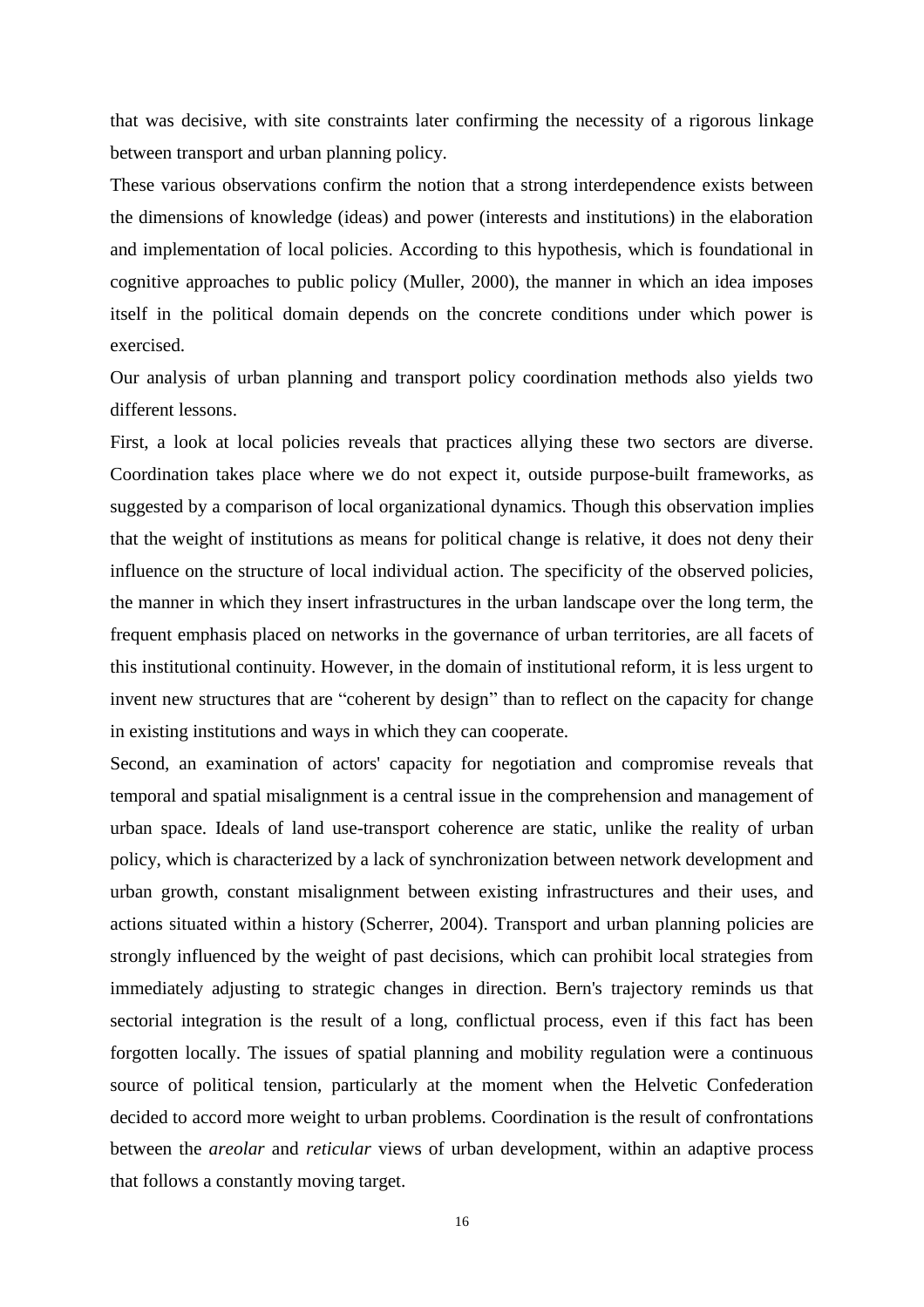that was decisive, with site constraints later confirming the necessity of a rigorous linkage between transport and urban planning policy.

These various observations confirm the notion that a strong interdependence exists between the dimensions of knowledge (ideas) and power (interests and institutions) in the elaboration and implementation of local policies. According to this hypothesis, which is foundational in cognitive approaches to public policy (Muller, 2000), the manner in which an idea imposes itself in the political domain depends on the concrete conditions under which power is exercised.

Our analysis of urban planning and transport policy coordination methods also yields two different lessons.

First, a look at local policies reveals that practices allying these two sectors are diverse. Coordination takes place where we do not expect it, outside purpose-built frameworks, as suggested by a comparison of local organizational dynamics. Though this observation implies that the weight of institutions as means for political change is relative, it does not deny their influence on the structure of local individual action. The specificity of the observed policies, the manner in which they insert infrastructures in the urban landscape over the long term, the frequent emphasis placed on networks in the governance of urban territories, are all facets of this institutional continuity. However, in the domain of institutional reform, it is less urgent to invent new structures that are "coherent by design" than to reflect on the capacity for change in existing institutions and ways in which they can cooperate.

Second, an examination of actors' capacity for negotiation and compromise reveals that temporal and spatial misalignment is a central issue in the comprehension and management of urban space. Ideals of land use-transport coherence are static, unlike the reality of urban policy, which is characterized by a lack of synchronization between network development and urban growth, constant misalignment between existing infrastructures and their uses, and actions situated within a history (Scherrer, 2004). Transport and urban planning policies are strongly influenced by the weight of past decisions, which can prohibit local strategies from immediately adjusting to strategic changes in direction. Bern's trajectory reminds us that sectorial integration is the result of a long, conflictual process, even if this fact has been forgotten locally. The issues of spatial planning and mobility regulation were a continuous source of political tension, particularly at the moment when the Helvetic Confederation decided to accord more weight to urban problems. Coordination is the result of confrontations between the *areolar* and *reticular* views of urban development, within an adaptive process that follows a constantly moving target.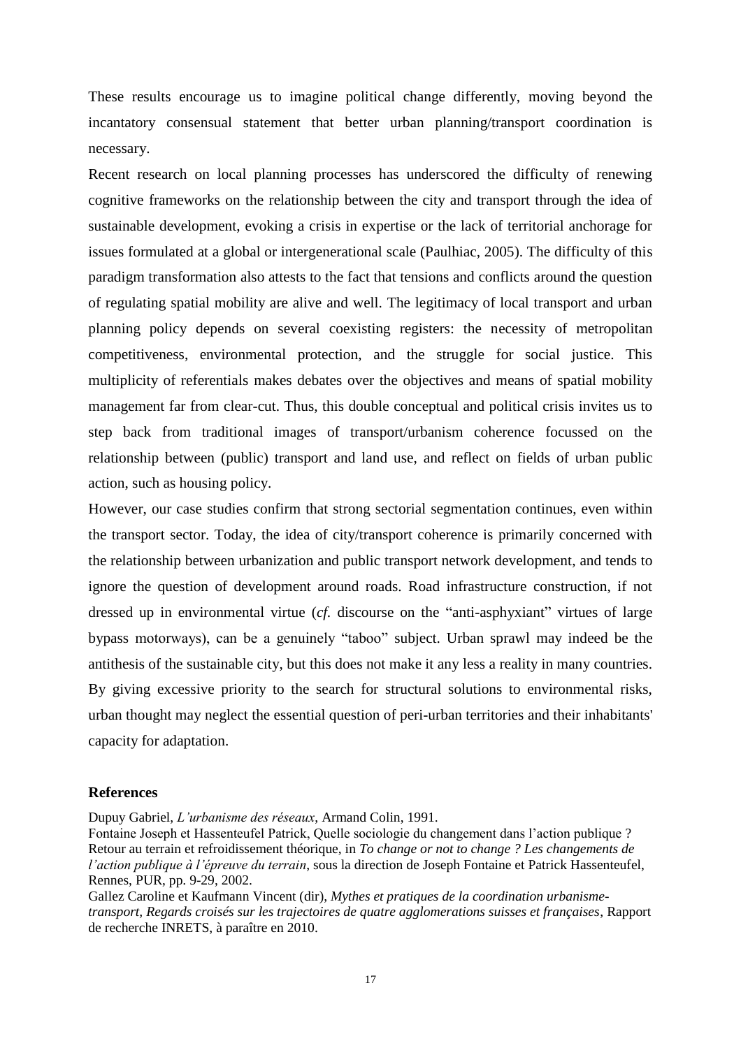These results encourage us to imagine political change differently, moving beyond the incantatory consensual statement that better urban planning/transport coordination is necessary.

Recent research on local planning processes has underscored the difficulty of renewing cognitive frameworks on the relationship between the city and transport through the idea of sustainable development, evoking a crisis in expertise or the lack of territorial anchorage for issues formulated at a global or intergenerational scale (Paulhiac, 2005). The difficulty of this paradigm transformation also attests to the fact that tensions and conflicts around the question of regulating spatial mobility are alive and well. The legitimacy of local transport and urban planning policy depends on several coexisting registers: the necessity of metropolitan competitiveness, environmental protection, and the struggle for social justice. This multiplicity of referentials makes debates over the objectives and means of spatial mobility management far from clear-cut. Thus, this double conceptual and political crisis invites us to step back from traditional images of transport/urbanism coherence focussed on the relationship between (public) transport and land use, and reflect on fields of urban public action, such as housing policy.

However, our case studies confirm that strong sectorial segmentation continues, even within the transport sector. Today, the idea of city/transport coherence is primarily concerned with the relationship between urbanization and public transport network development, and tends to ignore the question of development around roads. Road infrastructure construction, if not dressed up in environmental virtue (*cf.* discourse on the "anti-asphyxiant" virtues of large bypass motorways), can be a genuinely "taboo" subject. Urban sprawl may indeed be the antithesis of the sustainable city, but this does not make it any less a reality in many countries. By giving excessive priority to the search for structural solutions to environmental risks, urban thought may neglect the essential question of peri-urban territories and their inhabitants' capacity for adaptation.

## References

Dupuy Gabriel, *L'urbanisme des réseaux*, Armand Colin, 1991.

Fontaine Joseph et Hassenteufel Patrick, Quelle sociologie du changement dans l'action publique ? Retour au terrain et refroidissement théorique, in *To change or not to change ? Les changements de l'action publique à l'épreuve du terrain*, sous la direction de Joseph Fontaine et Patrick Hassenteufel, Rennes, PUR, pp. 9-29, 2002.

Gallez Caroline et Kaufmann Vincent (dir), *Mythes et pratiques de la coordination urbanisme-transport, Regards croisés sur les trajectoires de quatre agglomerations suisses et françaises*, Rapport de recherche INRETS, à paraître en 2010.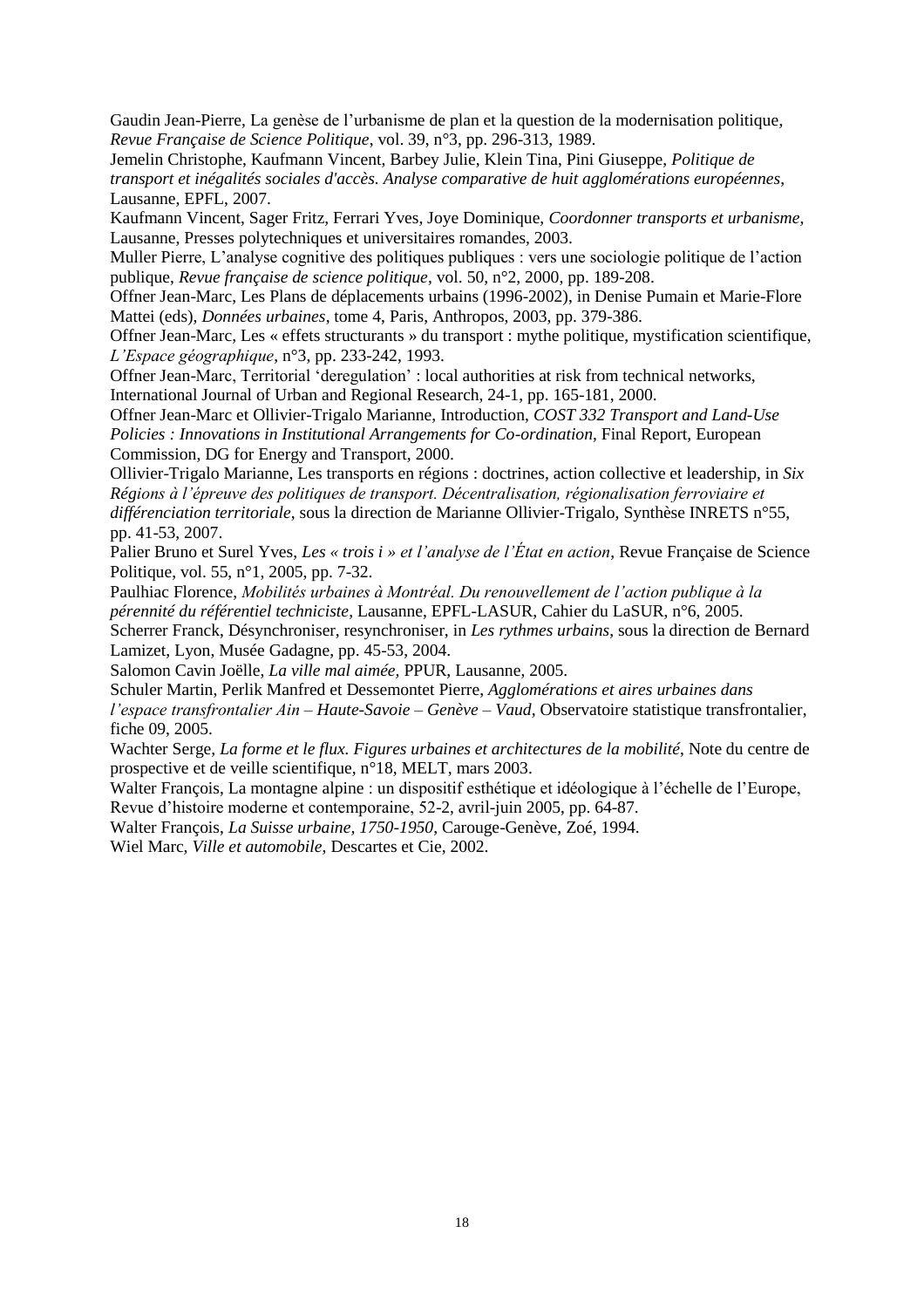Gaudin Jean-Pierre, La genèse de l'urbanisme de plan et la question de la modernisation politique, *Revue Française de Science Politique*, vol. 39, n°3, pp. 296-313, 1989.

Jemelin Christophe, Kaufmann Vincent, Barbey Julie, Klein Tina, Pini Giuseppe, *Politique de transport et inégalités sociales d'accès. Analyse comparative de huit agglomérations européennes*, Lausanne, EPFL, 2007.

Kaufmann Vincent, Sager Fritz, Ferrari Yves, Joye Dominique, *Coordonner transports et urbanisme*, Lausanne, Presses polytechniques et universitaires romandes, 2003.

Muller Pierre, L'analyse cognitive des politiques publiques : vers une sociologie politique de l'action publique, *Revue française de science politique*, vol. 50, n°2, 2000, pp. 189-208.

Offner Jean-Marc, Les Plans de déplacements urbains (1996-2002), in Denise Pumain et Marie-Flore Mattei (eds), *Données urbaines*, tome 4, Paris, Anthropos, 2003, pp. 379-386.

Offner Jean-Marc, Les « effets structurants » du transport : mythe politique, mystification scientifique, *L'Espace géographique*, n°3, pp. 233-242, 1993.

Offner Jean-Marc, Territorial 'deregulation' : local authorities at risk from technical networks, International Journal of Urban and Regional Research, 24-1, pp. 165-181, 2000.

Offner Jean-Marc et Ollivier-Trigalo Marianne, Introduction, *COST 332 Transport and Land-Use Policies : Innovations in Institutional Arrangements for Co-ordination*, Final Report, European Commission, DG for Energy and Transport, 2000.

Ollivier-Trigalo Marianne, Les transports en régions : doctrines, action collective et leadership, in *Six Régions à l'épreuve des politiques de transport. Décentralisation, régionalisation ferroviaire et différenciation territoriale*, sous la direction de Marianne Ollivier-Trigalo, Synthèse INRETS n°55, pp. 41-53, 2007.

Palier Bruno et Surel Yves, *Les « trois i » et l'analyse de l'État en action*, Revue Française de Science Politique, vol. 55, n°1, 2005, pp. 7-32.

Paulhiac Florence, *Mobilités urbaines à Montréal. Du renouvellement de l'action publique à la pérennité du référentiel techniciste*, Lausanne, EPFL-LASUR, Cahier du LaSUR, n°6, 2005.

Scherrer Franck, Désynchroniser, resynchroniser, in *Les rythmes urbains*, sous la direction de Bernard Lamizet, Lyon, Musée Gadagne, pp. 45-53, 2004.

Salomon Cavin Joëlle, *La ville mal aimée,* PPUR, Lausanne, 2005.

Schuler Martin, Perlik Manfred et Dessemontet Pierre, *Agglomérations et aires urbaines dans l'espace transfrontalier Ain – Haute-Savoie – Genève – Vaud*, Observatoire statistique transfrontalier, fiche 09, 2005.

Wachter Serge, *La forme et le flux. Figures urbaines et architectures de la mobilité*, Note du centre de prospective et de veille scientifique, n°18, MELT, mars 2003.

Walter François, La montagne alpine : un dispositif esthétique et idéologique à l'échelle de l'Europe, Revue d'histoire moderne et contemporaine, 52-2, avril-juin 2005, pp. 64-87.

Walter François, *La Suisse urbaine, 1750-1950*, Carouge-Genève, Zoé, 1994.

Wiel Marc, *Ville et automobile,* Descartes et Cie, 2002.